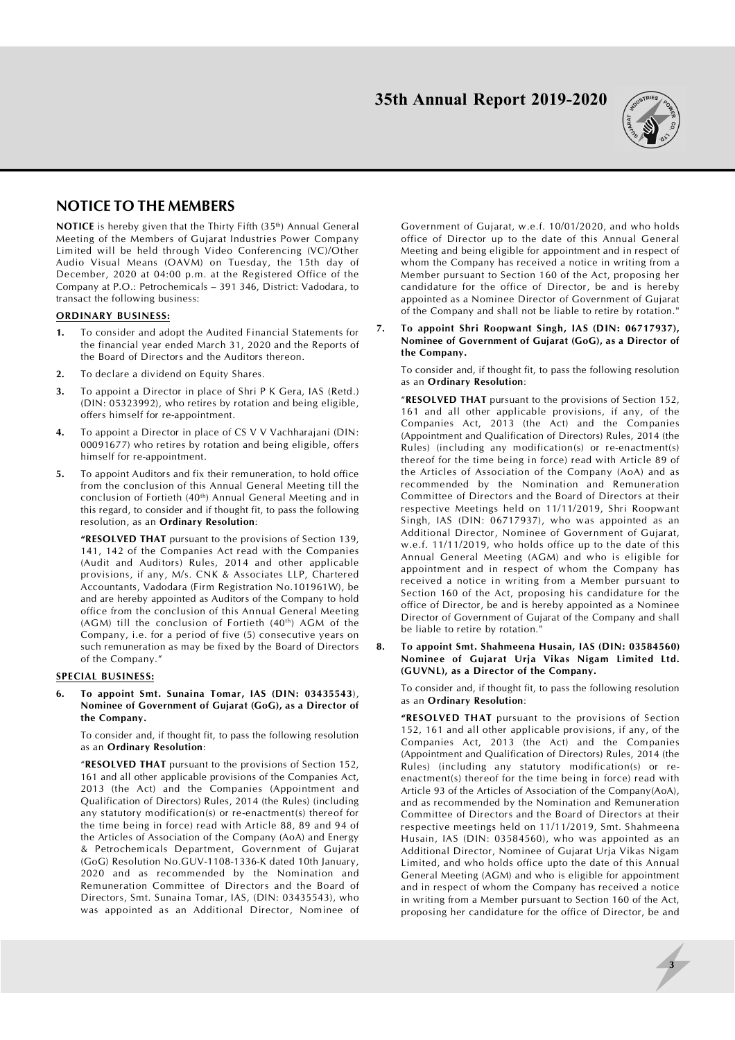## NOTICE TO THE MEMBERS

**NOTICE** is hereby given that the Thirty Fifth (35th) Annual General Meeting of the Members of Gujarat Industries Power Company Limited will be held through Video Conferencing (VC)/Other Audio Visual Means (OAVM) on Tuesday, the 15th day of December, 2020 at 04:00 p.m. at the Registered Office of the Company at P.O.: Petrochemicals – 391 346, District: Vadodara, to transact the following business:

### ORDINARY BUSINESS:

1. To consider and adopt the Audited Financial Statements for the financial year ended March 31, 2020 and the Reports of the Board of Directors and the Auditors thereon.

2. To declare a dividend on Equity Shares.

3. To appoint a Director in place of Shri P K Gera, IAS (Retd.) (DIN: 05323992), who retires by rotation and being eligible, offers himself for re-appointment.

4. To appoint a Director in place of CS V V Vachharajani (DIN: 00091677) who retires by rotation and being eligible, offers himself for re-appointment.

5. To appoint Auditors and fix their remuneration, to hold office from the conclusion of this Annual General Meeting till the conclusion of Fortieth (40th) Annual General Meeting and in this regard, to consider and if thought fit, to pass the following resolution, as an **Ordinary Resolution**:

   **"RESOLVED THAT** pursuant to the provisions of Section 139, 141, 142 of the Companies Act read with the Companies (Audit and Auditors) Rules, 2014 and other applicable provisions, if any, M/s. CNK & Associates LLP, Chartered Accountants, Vadodara (Firm Registration No.101961W), be and are hereby appointed as Auditors of the Company to hold office from the conclusion of this Annual General Meeting (AGM) till the conclusion of Fortieth (40th) AGM of the Company, i.e. for a period of five (5) consecutive years on such remuneration as may be fixed by the Board of Directors of the Company."

### SPECIAL BUSINESS:

6. **To appoint Smt. Sunaina Tomar, IAS (DIN: 03435543), Nominee of Government of Gujarat (GoG), as a Director of the Company.**

   To consider and, if thought fit, to pass the following resolution as an **Ordinary Resolution**:

   "**RESOLVED THAT** pursuant to the provisions of Section 152, 161 and all other applicable provisions of the Companies Act, 2013 (the Act) and the Companies (Appointment and Qualification of Directors) Rules, 2014 (the Rules) (including any statutory modification(s) or re-enactment(s) thereof for the time being in force) read with Article 88, 89 and 94 of the Articles of Association of the Company (AoA) and Energy & Petrochemicals Department, Government of Gujarat (GoG) Resolution No.GUV-1108-1336-K dated 10th January, 2020 and as recommended by the Nomination and Remuneration Committee of Directors and the Board of Directors, Smt. Sunaina Tomar, IAS, (DIN: 03435543), who was appointed as an Additional Director, Nominee of Government of Gujarat, w.e.f. 10/01/2020, and who holds office of Director up to the date of this Annual General Meeting and being eligible for appointment and in respect of whom the Company has received a notice in writing from a Member pursuant to Section 160 of the Act, proposing her candidature for the office of Director, be and is hereby appointed as a Nominee Director of Government of Gujarat of the Company and shall not be liable to retire by rotation."

7. **To appoint Shri Roopwant Singh, IAS (DIN: 06717937), Nominee of Government of Gujarat (GoG), as a Director of the Company.**

   To consider and, if thought fit, to pass the following resolution as an **Ordinary Resolution**:

   "**RESOLVED THAT** pursuant to the provisions of Section 152, 161 and all other applicable provisions, if any, of the Companies Act, 2013 (the Act) and the Companies (Appointment and Qualification of Directors) Rules, 2014 (the Rules) (including any modification(s) or re-enactment(s) thereof for the time being in force) read with Article 89 of the Articles of Association of the Company (AoA) and as recommended by the Nomination and Remuneration Committee of Directors and the Board of Directors at their respective Meetings held on 11/11/2019, Shri Roopwant Singh, IAS (DIN: 06717937), who was appointed as an Additional Director, Nominee of Government of Gujarat, w.e.f. 11/11/2019, who holds office up to the date of this Annual General Meeting (AGM) and who is eligible for appointment and in respect of whom the Company has received a notice in writing from a Member pursuant to Section 160 of the Act, proposing his candidature for the office of Director, be and is hereby appointed as a Nominee Director of Government of Gujarat of the Company and shall be liable to retire by rotation."

8. **To appoint Smt. Shahmeena Husain, IAS (DIN: 03584560) Nominee of Gujarat Urja Vikas Nigam Limited Ltd. (GUVNL), as a Director of the Company.**

   To consider and, if thought fit, to pass the following resolution as an **Ordinary Resolution**:

   **"RESOLVED THAT** pursuant to the provisions of Section 152, 161 and all other applicable provisions, if any, of the Companies Act, 2013 (the Act) and the Companies (Appointment and Qualification of Directors) Rules, 2014 (the Rules) (including any statutory modification(s) or re-enactment(s) thereof for the time being in force) read with Article 93 of the Articles of Association of the Company(AoA), and as recommended by the Nomination and Remuneration Committee of Directors and the Board of Directors at their respective meetings held on 11/11/2019, Smt. Shahmeena Husain, IAS (DIN: 03584560), who was appointed as an Additional Director, Nominee of Gujarat Urja Vikas Nigam Limited, and who holds office upto the date of this Annual General Meeting (AGM) and who is eligible for appointment and in respect of whom the Company has received a notice in writing from a Member pursuant to Section 160 of the Act, proposing her candidature for the office of Director, be and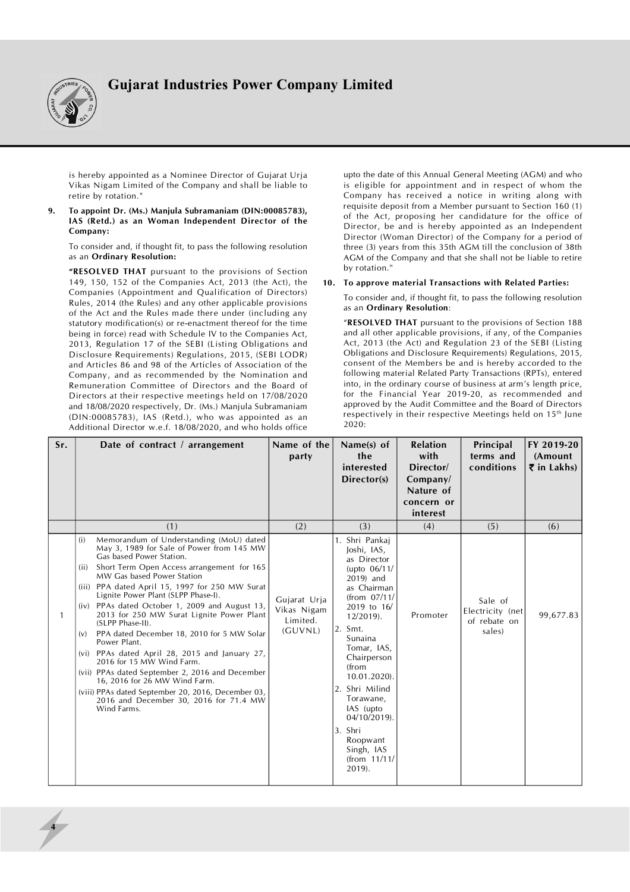is hereby appointed as a Nominee Director of Gujarat Urja Vikas Nigam Limited of the Company and shall be liable to retire by rotation."

**9. To appoint Dr. (Ms.) Manjula Subramaniam (DIN:00085783), IAS (Retd.) as an Woman Independent Director of the Company:**

To consider and, if thought fit, to pass the following resolution as an **Ordinary Resolution:**

**"RESOLVED THAT** pursuant to the provisions of Section 149, 150, 152 of the Companies Act, 2013 (the Act), the Companies (Appointment and Qualification of Directors) Rules, 2014 (the Rules) and any other applicable provisions of the Act and the Rules made there under (including any statutory modification(s) or re-enactment thereof for the time being in force) read with Schedule IV to the Companies Act, 2013, Regulation 17 of the SEBI (Listing Obligations and Disclosure Requirements) Regulations, 2015, (SEBI LODR) and Articles 86 and 98 of the Articles of Association of the Company, and as recommended by the Nomination and Remuneration Committee of Directors and the Board of Directors at their respective meetings held on 17/08/2020 and 18/08/2020 respectively, Dr. (Ms.) Manjula Subramaniam (DIN:00085783), IAS (Retd.), who was appointed as an Additional Director w.e.f. 18/08/2020, and who holds office upto the date of this Annual General Meeting (AGM) and who is eligible for appointment and in respect of whom the Company has received a notice in writing along with requisite deposit from a Member pursuant to Section 160 (1) of the Act, proposing her candidature for the office of Director, be and is hereby appointed as an Independent Director (Woman Director) of the Company for a period of three (3) years from this 35th AGM till the conclusion of 38th AGM of the Company and that she shall not be liable to retire by rotation."

**10. To approve material Transactions with Related Parties:**

To consider and, if thought fit, to pass the following resolution as an **Ordinary Resolution**:

"**RESOLVED THAT** pursuant to the provisions of Section 188 and all other applicable provisions, if any, of the Companies Act, 2013 (the Act) and Regulation 23 of the SEBI (Listing Obligations and Disclosure Requirements) Regulations, 2015, consent of the Members be and is hereby accorded to the following material Related Party Transactions (RPTs), entered into, in the ordinary course of business at arm's length price, for the Financial Year 2019-20, as recommended and approved by the Audit Committee and the Board of Directors respectively in their respective Meetings held on 15th June 2020:

| Sr. | Date of contract / arrangement | Name of the party | Name(s) of the interested Director(s) | Relation with Director/ Company/ Nature of concern or interest | Principal terms and conditions | FY 2019-20 (Amount ₹ in Lakhs) |
|---|---|---|---|---|---|---|
| | (1) | (2) | (3) | (4) | (5) | (6) |
| 1 | (i) Memorandum of Understanding (MoU) dated May 3, 1989 for Sale of Power from 145 MW Gas based Power Station.<br>(ii) Short Term Open Access arrangement for 165 MW Gas based Power Station<br>(iii) PPA dated April 15, 1997 for 250 MW Surat Lignite Power Plant (SLPP Phase-I).<br>(iv) PPAs dated October 1, 2009 and August 13, 2013 for 250 MW Surat Lignite Power Plant (SLPP Phase-II).<br>(v) PPA dated December 18, 2010 for 5 MW Solar Power Plant.<br>(vi) PPAs dated April 28, 2015 and January 27, 2016 for 15 MW Wind Farm.<br>(vii) PPAs dated September 2, 2016 and December 16, 2016 for 26 MW Wind Farm.<br>(viii) PPAs dated September 20, 2016, December 03, 2016 and December 30, 2016 for 71.4 MW Wind Farms. | Gujarat Urja Vikas Nigam Limited. (GUVNL) | 1. Shri Pankaj Joshi, IAS, as Director (upto 06/11/2019) and as Chairman (from 07/11/2019 to 16/12/2019).<br>2. Smt. Sunaina Tomar, IAS, Chairperson (from 10.01.2020).<br>2. Shri Milind Torawane, IAS (upto 04/10/2019).<br>3. Shri Roopwant Singh, IAS (from 11/11/2019). | Promoter | Sale of Electricity (net of rebate on sales) | 99,677.83 |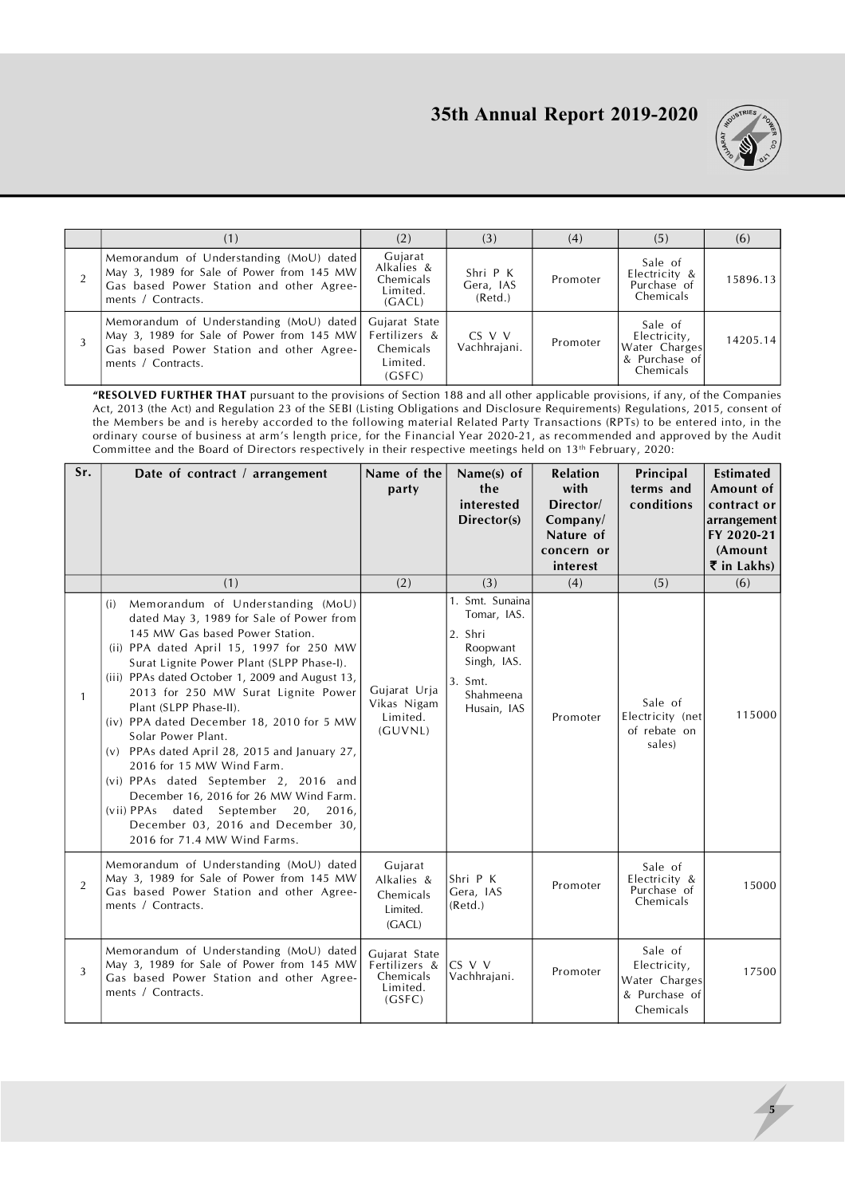| | (1) | (2) | (3) | (4) | (5) | (6) |
|---|---|---|---|---|---|---|
| 2 | Memorandum of Understanding (MoU) dated May 3, 1989 for Sale of Power from 145 MW Gas based Power Station and other Agreements / Contracts. | Gujarat Alkalies & Chemicals Limited. (GACL) | Shri P K Gera, IAS (Retd.) | Promoter | Sale of Electricity & Purchase of Chemicals | 15896.13 |
| 3 | Memorandum of Understanding (MoU) dated May 3, 1989 for Sale of Power from 145 MW Gas based Power Station and other Agreements / Contracts. | Gujarat State Fertilizers & Chemicals Limited. (GSFC) | CS V V Vachhrajani. | Promoter | Sale of Electricity, Water Charges & Purchase of Chemicals | 14205.14 |

**"RESOLVED FURTHER THAT** pursuant to the provisions of Section 188 and all other applicable provisions, if any, of the Companies Act, 2013 (the Act) and Regulation 23 of the SEBI (Listing Obligations and Disclosure Requirements) Regulations, 2015, consent of the Members be and is hereby accorded to the following material Related Party Transactions (RPTs) to be entered into, in the ordinary course of business at arm's length price, for the Financial Year 2020-21, as recommended and approved by the Audit Committee and the Board of Directors respectively in their respective meetings held on 13th February, 2020:

| Sr. | Date of contract / arrangement | Name of the party | Name(s) of the interested Director(s) | Relation with Director/ Company/ Nature of concern or interest | Principal terms and conditions | Estimated Amount of contract or arrangement FY 2020-21 (Amount ₹ in Lakhs) |
|---|---|---|---|---|---|---|
| | (1) | (2) | (3) | (4) | (5) | (6) |
| 1 | (i) Memorandum of Understanding (MoU) dated May 3, 1989 for Sale of Power from 145 MW Gas based Power Station.<br>(ii) PPA dated April 15, 1997 for 250 MW Surat Lignite Power Plant (SLPP Phase-I).<br>(iii) PPAs dated October 1, 2009 and August 13, 2013 for 250 MW Surat Lignite Power Plant (SLPP Phase-II).<br>(iv) PPA dated December 18, 2010 for 5 MW Solar Power Plant.<br>(v) PPAs dated April 28, 2015 and January 27, 2016 for 15 MW Wind Farm.<br>(vi) PPAs dated September 2, 2016 and December 16, 2016 for 26 MW Wind Farm.<br>(vii) PPAs dated September 20, 2016, December 03, 2016 and December 30, 2016 for 71.4 MW Wind Farms. | Gujarat Urja Vikas Nigam Limited. (GUVNL) | 1. Smt. Sunaina Tomar, IAS.<br>2. Shri Roopwant Singh, IAS.<br>3. Smt. Shahmeena Husain, IAS | Promoter | Sale of Electricity (net of rebate on sales) | 115000 |
| 2 | Memorandum of Understanding (MoU) dated May 3, 1989 for Sale of Power from 145 MW Gas based Power Station and other Agreements / Contracts. | Gujarat Alkalies & Chemicals Limited. (GACL) | Shri P K Gera, IAS (Retd.) | Promoter | Sale of Electricity & Purchase of Chemicals | 15000 |
| 3 | Memorandum of Understanding (MoU) dated May 3, 1989 for Sale of Power from 145 MW Gas based Power Station and other Agreements / Contracts. | Gujarat State Fertilizers & Chemicals Limited. (GSFC) | CS V V Vachhrajani. | Promoter | Sale of Electricity, Water Charges & Purchase of Chemicals | 17500 |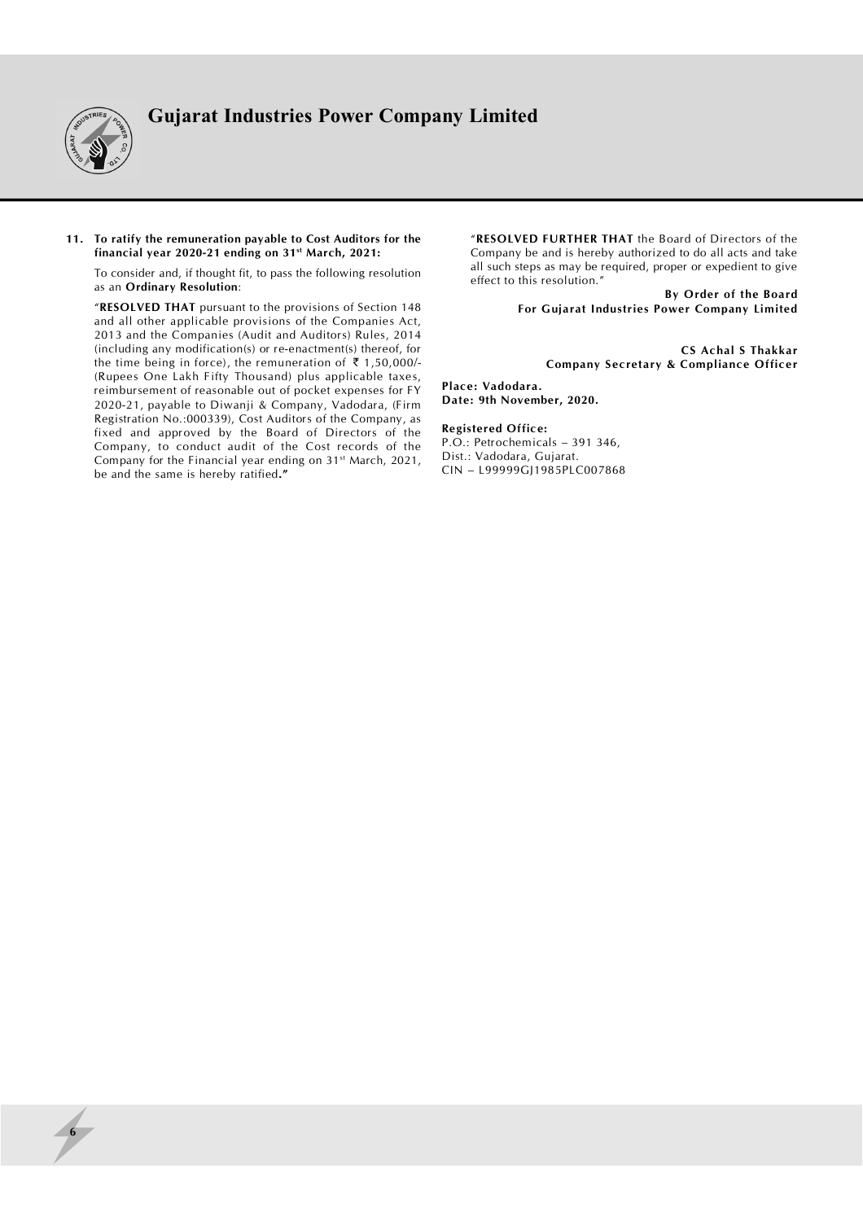**11. To ratify the remuneration payable to Cost Auditors for the financial year 2020-21 ending on 31st March, 2021:**

To consider and, if thought fit, to pass the following resolution as an **Ordinary Resolution**:

"**RESOLVED THAT** pursuant to the provisions of Section 148 and all other applicable provisions of the Companies Act, 2013 and the Companies (Audit and Auditors) Rules, 2014 (including any modification(s) or re-enactment(s) thereof, for the time being in force), the remuneration of ₹ 1,50,000/- (Rupees One Lakh Fifty Thousand) plus applicable taxes, reimbursement of reasonable out of pocket expenses for FY 2020-21, payable to Diwanji & Company, Vadodara, (Firm Registration No.:000339), Cost Auditors of the Company, as fixed and approved by the Board of Directors of the Company, to conduct audit of the Cost records of the Company for the Financial year ending on 31st March, 2021, be and the same is hereby ratified**.**"

"**RESOLVED FURTHER THAT** the Board of Directors of the Company be and is hereby authorized to do all acts and take all such steps as may be required, proper or expedient to give effect to this resolution."

**By Order of the Board**
**For Gujarat Industries Power Company Limited**

**CS Achal S Thakkar**
**Company Secretary & Compliance Officer**

**Place: Vadodara.**
**Date: 9th November, 2020.**

**Registered Office:**
P.O.: Petrochemicals – 391 346,
Dist.: Vadodara, Gujarat.
CIN – L99999GJ1985PLC007868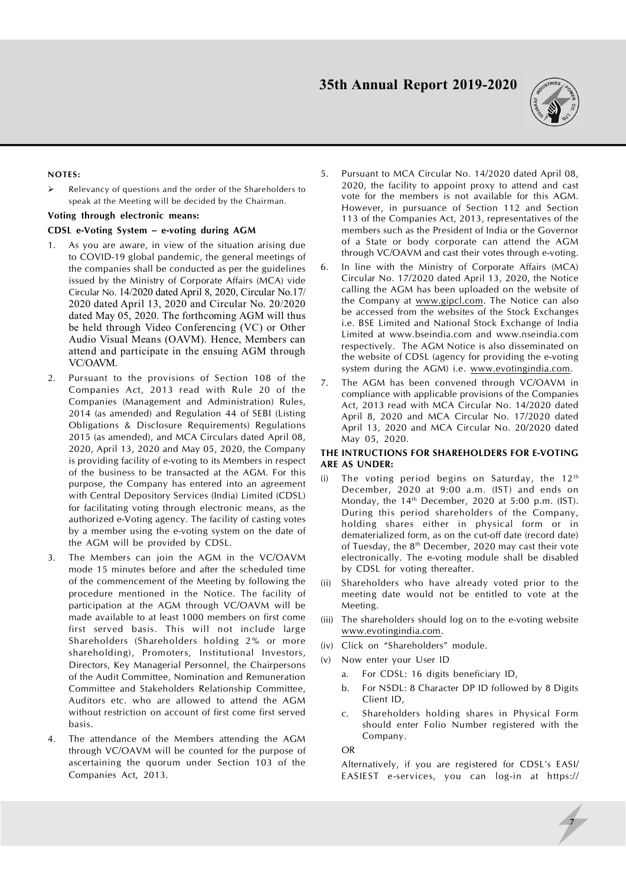**NOTES:**

- Relevancy of questions and the order of the Shareholders to speak at the Meeting will be decided by the Chairman.

**Voting through electronic means:**

**CDSL e-Voting System – e-voting during AGM**

1. As you are aware, in view of the situation arising due to COVID-19 global pandemic, the general meetings of the companies shall be conducted as per the guidelines issued by the Ministry of Corporate Affairs (MCA) vide Circular No. 14/2020 dated April 8, 2020, Circular No.17/2020 dated April 13, 2020 and Circular No. 20/2020 dated May 05, 2020. The forthcoming AGM will thus be held through Video Conferencing (VC) or Other Audio Visual Means (OAVM). Hence, Members can attend and participate in the ensuing AGM through VC/OAVM.

2. Pursuant to the provisions of Section 108 of the Companies Act, 2013 read with Rule 20 of the Companies (Management and Administration) Rules, 2014 (as amended) and Regulation 44 of SEBI (Listing Obligations & Disclosure Requirements) Regulations 2015 (as amended), and MCA Circulars dated April 08, 2020, April 13, 2020 and May 05, 2020, the Company is providing facility of e-voting to its Members in respect of the business to be transacted at the AGM. For this purpose, the Company has entered into an agreement with Central Depository Services (India) Limited (CDSL) for facilitating voting through electronic means, as the authorized e-Voting agency. The facility of casting votes by a member using the e-voting system on the date of the AGM will be provided by CDSL.

3. The Members can join the AGM in the VC/OAVM mode 15 minutes before and after the scheduled time of the commencement of the Meeting by following the procedure mentioned in the Notice. The facility of participation at the AGM through VC/OAVM will be made available to at least 1000 members on first come first served basis. This will not include large Shareholders (Shareholders holding 2% or more shareholding), Promoters, Institutional Investors, Directors, Key Managerial Personnel, the Chairpersons of the Audit Committee, Nomination and Remuneration Committee and Stakeholders Relationship Committee, Auditors etc. who are allowed to attend the AGM without restriction on account of first come first served basis.

4. The attendance of the Members attending the AGM through VC/OAVM will be counted for the purpose of ascertaining the quorum under Section 103 of the Companies Act, 2013.

5. Pursuant to MCA Circular No. 14/2020 dated April 08, 2020, the facility to appoint proxy to attend and cast vote for the members is not available for this AGM. However, in pursuance of Section 112 and Section 113 of the Companies Act, 2013, representatives of the members such as the President of India or the Governor of a State or body corporate can attend the AGM through VC/OAVM and cast their votes through e-voting.

6. In line with the Ministry of Corporate Affairs (MCA) Circular No. 17/2020 dated April 13, 2020, the Notice calling the AGM has been uploaded on the website of the Company at www.gipcl.com. The Notice can also be accessed from the websites of the Stock Exchanges i.e. BSE Limited and National Stock Exchange of India Limited at www.bseindia.com and www.nseindia.com respectively. The AGM Notice is also disseminated on the website of CDSL (agency for providing the e-voting system during the AGM) i.e. www.evotingindia.com.

7. The AGM has been convened through VC/OAVM in compliance with applicable provisions of the Companies Act, 2013 read with MCA Circular No. 14/2020 dated April 8, 2020 and MCA Circular No. 17/2020 dated April 13, 2020 and MCA Circular No. 20/2020 dated May 05, 2020.

**THE INTRUCTIONS FOR SHAREHOLDERS FOR E-VOTING ARE AS UNDER:**

(i) The voting period begins on Saturday, the 12th December, 2020 at 9:00 a.m. (IST) and ends on Monday, the 14th December, 2020 at 5:00 p.m. (IST). During this period shareholders of the Company, holding shares either in physical form or in dematerialized form, as on the cut-off date (record date) of Tuesday, the 8th December, 2020 may cast their vote electronically. The e-voting module shall be disabled by CDSL for voting thereafter.

(ii) Shareholders who have already voted prior to the meeting date would not be entitled to vote at the Meeting.

(iii) The shareholders should log on to the e-voting website www.evotingindia.com.

(iv) Click on "Shareholders" module.

(v) Now enter your User ID

   a. For CDSL: 16 digits beneficiary ID,

   b. For NSDL: 8 Character DP ID followed by 8 Digits Client ID,

   c. Shareholders holding shares in Physical Form should enter Folio Number registered with the Company.

   OR

   Alternatively, if you are registered for CDSL's EASI/EASIEST e-services, you can log-in at https://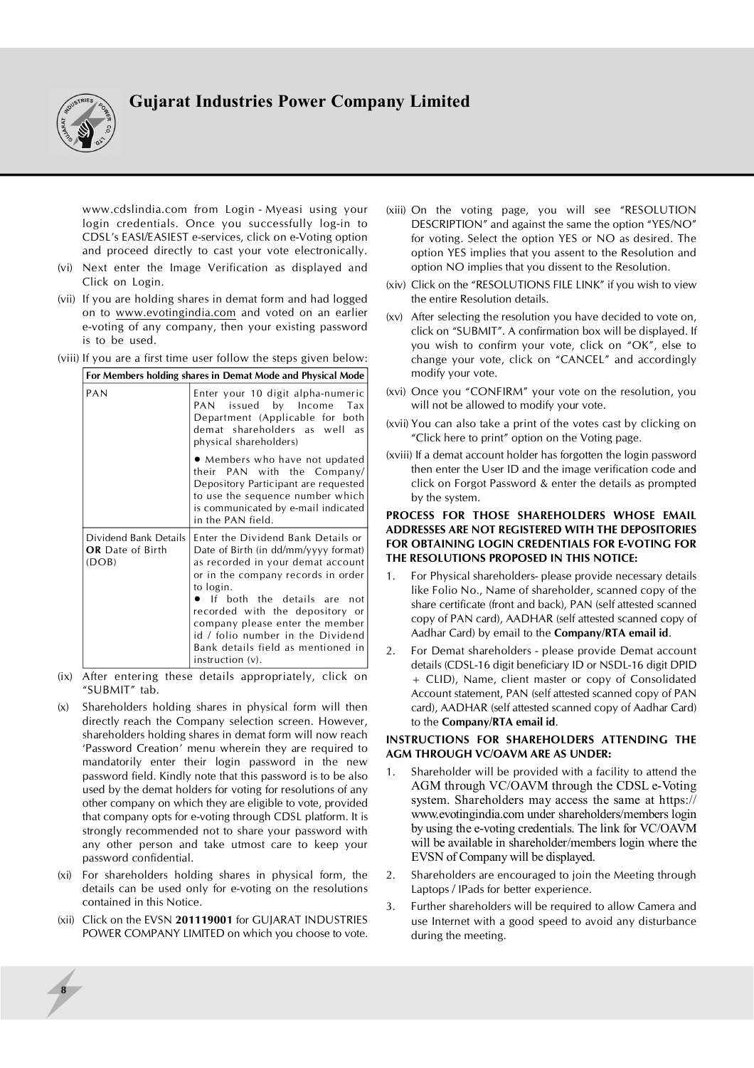www.cdslindia.com from Login - Myeasi using your login credentials. Once you successfully log-in to CDSL's EASI/EASIEST e-services, click on e-Voting option and proceed directly to cast your vote electronically.

(vi) Next enter the Image Verification as displayed and Click on Login.

(vii) If you are holding shares in demat form and had logged on to www.evotingindia.com and voted on an earlier e-voting of any company, then your existing password is to be used.

(viii) If you are a first time user follow the steps given below:

| For Members holding shares in Demat Mode and Physical Mode | |
|---|---|
| PAN | Enter your 10 digit alpha-numeric PAN issued by Income Tax Department (Applicable for both demat shareholders as well as physical shareholders)<br>• Members who have not updated their PAN with the Company/ Depository Participant are requested to use the sequence number which is communicated by e-mail indicated in the PAN field. |
| Dividend Bank Details **OR** Date of Birth (DOB) | Enter the Dividend Bank Details or Date of Birth (in dd/mm/yyyy format) as recorded in your demat account or in the company records in order to login.<br>• If both the details are not recorded with the depository or company please enter the member id / folio number in the Dividend Bank details field as mentioned in instruction (v). |

(ix) After entering these details appropriately, click on "SUBMIT" tab.

(x) Shareholders holding shares in physical form will then directly reach the Company selection screen. However, shareholders holding shares in demat form will now reach 'Password Creation' menu wherein they are required to mandatorily enter their login password in the new password field. Kindly note that this password is to be also used by the demat holders for voting for resolutions of any other company on which they are eligible to vote, provided that company opts for e-voting through CDSL platform. It is strongly recommended not to share your password with any other person and take utmost care to keep your password confidential.

(xi) For shareholders holding shares in physical form, the details can be used only for e-voting on the resolutions contained in this Notice.

(xii) Click on the EVSN **201119001** for GUJARAT INDUSTRIES POWER COMPANY LIMITED on which you choose to vote.

(xiii) On the voting page, you will see "RESOLUTION DESCRIPTION" and against the same the option "YES/NO" for voting. Select the option YES or NO as desired. The option YES implies that you assent to the Resolution and option NO implies that you dissent to the Resolution.

(xiv) Click on the "RESOLUTIONS FILE LINK" if you wish to view the entire Resolution details.

(xv) After selecting the resolution you have decided to vote on, click on "SUBMIT". A confirmation box will be displayed. If you wish to confirm your vote, click on "OK", else to change your vote, click on "CANCEL" and accordingly modify your vote.

(xvi) Once you "CONFIRM" your vote on the resolution, you will not be allowed to modify your vote.

(xvii) You can also take a print of the votes cast by clicking on "Click here to print" option on the Voting page.

(xviii) If a demat account holder has forgotten the login password then enter the User ID and the image verification code and click on Forgot Password & enter the details as prompted by the system.

**PROCESS FOR THOSE SHAREHOLDERS WHOSE EMAIL ADDRESSES ARE NOT REGISTERED WITH THE DEPOSITORIES FOR OBTAINING LOGIN CREDENTIALS FOR E-VOTING FOR THE RESOLUTIONS PROPOSED IN THIS NOTICE:**

1. For Physical shareholders- please provide necessary details like Folio No., Name of shareholder, scanned copy of the share certificate (front and back), PAN (self attested scanned copy of PAN card), AADHAR (self attested scanned copy of Aadhar Card) by email to the **Company/RTA email id**.
2. For Demat shareholders - please provide Demat account details (CDSL-16 digit beneficiary ID or NSDL-16 digit DPID + CLID), Name, client master or copy of Consolidated Account statement, PAN (self attested scanned copy of PAN card), AADHAR (self attested scanned copy of Aadhar Card) to the **Company/RTA email id**.

**INSTRUCTIONS FOR SHAREHOLDERS ATTENDING THE AGM THROUGH VC/OAVM ARE AS UNDER:**

1. Shareholder will be provided with a facility to attend the AGM through VC/OAVM through the CDSL e-Voting system. Shareholders may access the same at https://www.evotingindia.com under shareholders/members login by using the e-voting credentials. The link for VC/OAVM will be available in shareholder/members login where the EVSN of Company will be displayed.
2. Shareholders are encouraged to join the Meeting through Laptops / IPads for better experience.
3. Further shareholders will be required to allow Camera and use Internet with a good speed to avoid any disturbance during the meeting.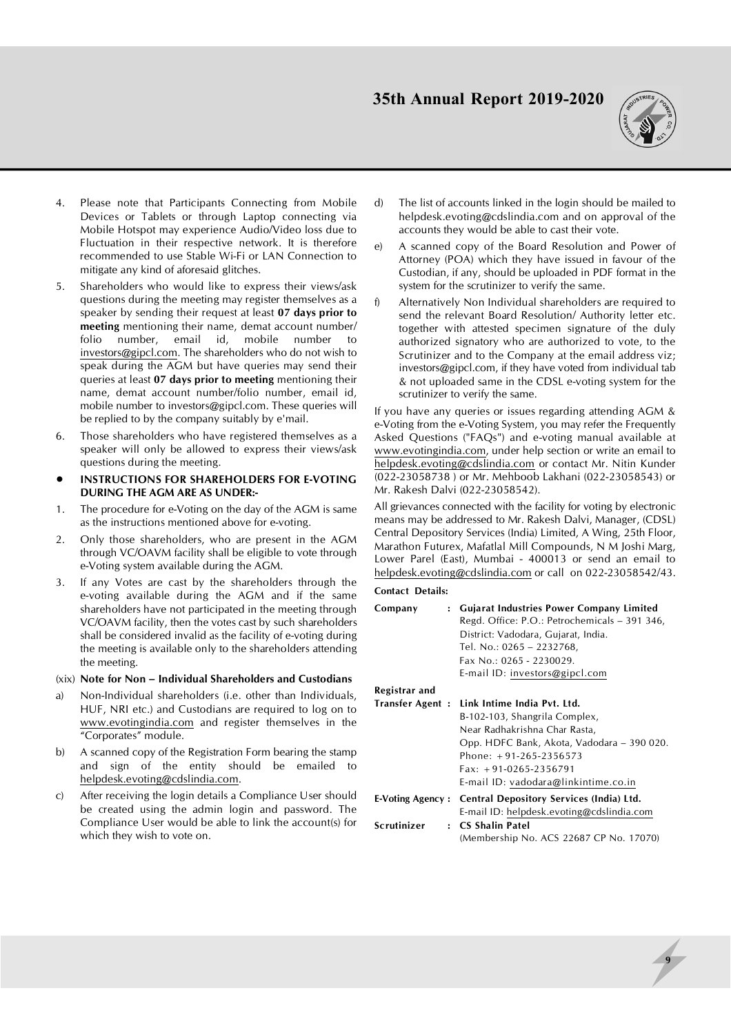4. Please note that Participants Connecting from Mobile Devices or Tablets or through Laptop connecting via Mobile Hotspot may experience Audio/Video loss due to Fluctuation in their respective network. It is therefore recommended to use Stable Wi-Fi or LAN Connection to mitigate any kind of aforesaid glitches.
5. Shareholders who would like to express their views/ask questions during the meeting may register themselves as a speaker by sending their request at least **07 days prior to meeting** mentioning their name, demat account number/ folio number, email id, mobile number to investors@gipcl.com. The shareholders who do not wish to speak during the AGM but have queries may send their queries at least **07 days prior to meeting** mentioning their name, demat account number/folio number, email id, mobile number to investors@gipcl.com. These queries will be replied to by the company suitably by e'mail.
6. Those shareholders who have registered themselves as a speaker will only be allowed to express their views/ask questions during the meeting.

- **INSTRUCTIONS FOR SHAREHOLDERS FOR E-VOTING DURING THE AGM ARE AS UNDER:-**

1. The procedure for e-Voting on the day of the AGM is same as the instructions mentioned above for e-voting.
2. Only those shareholders, who are present in the AGM through VC/OAVM facility shall be eligible to vote through e-Voting system available during the AGM.
3. If any Votes are cast by the shareholders through the e-voting available during the AGM and if the same shareholders have not participated in the meeting through VC/OAVM facility, then the votes cast by such shareholders shall be considered invalid as the facility of e-voting during the meeting is available only to the shareholders attending the meeting.

(xix) **Note for Non – Individual Shareholders and Custodians**

a) Non-Individual shareholders (i.e. other than Individuals, HUF, NRI etc.) and Custodians are required to log on to www.evotingindia.com and register themselves in the "Corporates" module.
b) A scanned copy of the Registration Form bearing the stamp and sign of the entity should be emailed to helpdesk.evoting@cdslindia.com.
c) After receiving the login details a Compliance User should be created using the admin login and password. The Compliance User would be able to link the account(s) for which they wish to vote on.
d) The list of accounts linked in the login should be mailed to helpdesk.evoting@cdslindia.com and on approval of the accounts they would be able to cast their vote.
e) A scanned copy of the Board Resolution and Power of Attorney (POA) which they have issued in favour of the Custodian, if any, should be uploaded in PDF format in the system for the scrutinizer to verify the same.
f) Alternatively Non Individual shareholders are required to send the relevant Board Resolution/ Authority letter etc. together with attested specimen signature of the duly authorized signatory who are authorized to vote, to the Scrutinizer and to the Company at the email address viz; investors@gipcl.com, if they have voted from individual tab & not uploaded same in the CDSL e-voting system for the scrutinizer to verify the same.

If you have any queries or issues regarding attending AGM & e-Voting from the e-Voting System, you may refer the Frequently Asked Questions ("FAQs") and e-voting manual available at www.evotingindia.com, under help section or write an email to helpdesk.evoting@cdslindia.com or contact Mr. Nitin Kunder (022-23058738 ) or Mr. Mehboob Lakhani (022-23058543) or Mr. Rakesh Dalvi (022-23058542).

All grievances connected with the facility for voting by electronic means may be addressed to Mr. Rakesh Dalvi, Manager, (CDSL) Central Depository Services (India) Limited, A Wing, 25th Floor, Marathon Futurex, Mafatlal Mill Compounds, N M Joshi Marg, Lower Parel (East), Mumbai - 400013 or send an email to helpdesk.evoting@cdslindia.com or call on 022-23058542/43.

**Contact Details:**

| | | |
|---|---|---|
| **Company** | : | **Gujarat Industries Power Company Limited**<br>Regd. Office: P.O.: Petrochemicals – 391 346,<br>District: Vadodara, Gujarat, India.<br>Tel. No.: 0265 – 2232768,<br>Fax No.: 0265 - 2230029.<br>E-mail ID: investors@gipcl.com |
| **Registrar and Transfer Agent** | : | **Link Intime India Pvt. Ltd.**<br>B-102-103, Shangrila Complex,<br>Near Radhakrishna Char Rasta,<br>Opp. HDFC Bank, Akota, Vadodara – 390 020.<br>Phone: +91-265-2356573<br>Fax: +91-0265-2356791<br>E-mail ID: vadodara@linkintime.co.in |
| **E-Voting Agency** | : | **Central Depository Services (India) Ltd.**<br>E-mail ID: helpdesk.evoting@cdslindia.com |
| **Scrutinizer** | : | **CS Shalin Patel**<br>(Membership No. ACS 22687 CP No. 17070) |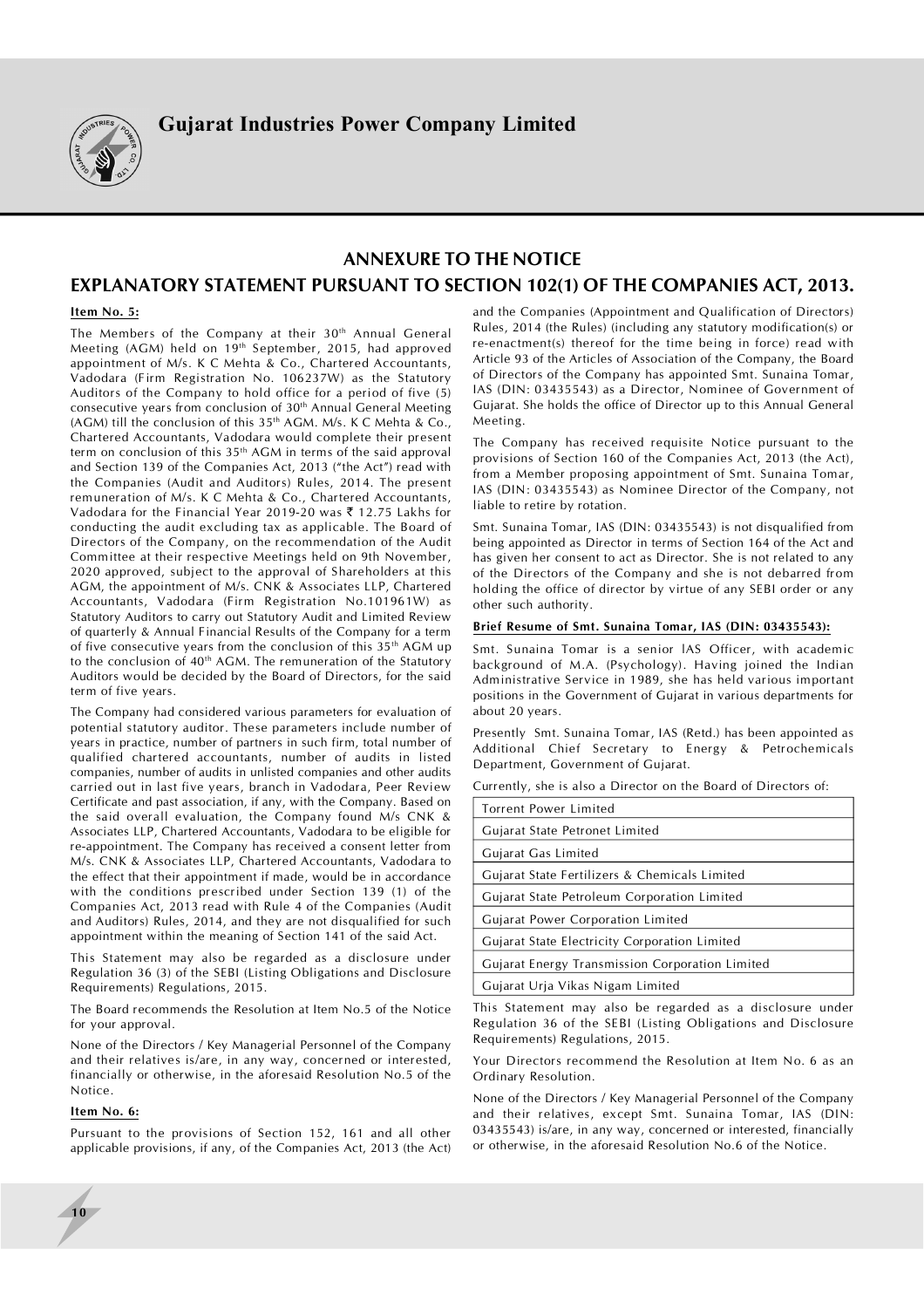## ANNEXURE TO THE NOTICE

## EXPLANATORY STATEMENT PURSUANT TO SECTION 102(1) OF THE COMPANIES ACT, 2013.

**Item No. 5:**

The Members of the Company at their 30th Annual General Meeting (AGM) held on 19th September, 2015, had approved appointment of M/s. K C Mehta & Co., Chartered Accountants, Vadodara (Firm Registration No. 106237W) as the Statutory Auditors of the Company to hold office for a period of five (5) consecutive years from conclusion of 30th Annual General Meeting (AGM) till the conclusion of this 35th AGM. M/s. K C Mehta & Co., Chartered Accountants, Vadodara would complete their present term on conclusion of this 35th AGM in terms of the said approval and Section 139 of the Companies Act, 2013 ("the Act") read with the Companies (Audit and Auditors) Rules, 2014. The present remuneration of M/s. K C Mehta & Co., Chartered Accountants, Vadodara for the Financial Year 2019-20 was ₹ 12.75 Lakhs for conducting the audit excluding tax as applicable. The Board of Directors of the Company, on the recommendation of the Audit Committee at their respective Meetings held on 9th November, 2020 approved, subject to the approval of Shareholders at this AGM, the appointment of M/s. CNK & Associates LLP, Chartered Accountants, Vadodara (Firm Registration No.101961W) as Statutory Auditors to carry out Statutory Audit and Limited Review of quarterly & Annual Financial Results of the Company for a term of five consecutive years from the conclusion of this 35th AGM up to the conclusion of 40th AGM. The remuneration of the Statutory Auditors would be decided by the Board of Directors, for the said term of five years.

The Company had considered various parameters for evaluation of potential statutory auditor. These parameters include number of years in practice, number of partners in such firm, total number of qualified chartered accountants, number of audits in listed companies, number of audits in unlisted companies and other audits carried out in last five years, branch in Vadodara, Peer Review Certificate and past association, if any, with the Company. Based on the said overall evaluation, the Company found M/s CNK & Associates LLP, Chartered Accountants, Vadodara to be eligible for re-appointment. The Company has received a consent letter from M/s. CNK & Associates LLP, Chartered Accountants, Vadodara to the effect that their appointment if made, would be in accordance with the conditions prescribed under Section 139 (1) of the Companies Act, 2013 read with Rule 4 of the Companies (Audit and Auditors) Rules, 2014, and they are not disqualified for such appointment within the meaning of Section 141 of the said Act.

This Statement may also be regarded as a disclosure under Regulation 36 (3) of the SEBI (Listing Obligations and Disclosure Requirements) Regulations, 2015.

The Board recommends the Resolution at Item No.5 of the Notice for your approval.

None of the Directors / Key Managerial Personnel of the Company and their relatives is/are, in any way, concerned or interested, financially or otherwise, in the aforesaid Resolution No.5 of the Notice.

**Item No. 6:**

Pursuant to the provisions of Section 152, 161 and all other applicable provisions, if any, of the Companies Act, 2013 (the Act) and the Companies (Appointment and Qualification of Directors) Rules, 2014 (the Rules) (including any statutory modification(s) or re-enactment(s) thereof for the time being in force) read with Article 93 of the Articles of Association of the Company, the Board of Directors of the Company has appointed Smt. Sunaina Tomar, IAS (DIN: 03435543) as a Director, Nominee of Government of Gujarat. She holds the office of Director up to this Annual General Meeting.

The Company has received requisite Notice pursuant to the provisions of Section 160 of the Companies Act, 2013 (the Act), from a Member proposing appointment of Smt. Sunaina Tomar, IAS (DIN: 03435543) as Nominee Director of the Company, not liable to retire by rotation.

Smt. Sunaina Tomar, IAS (DIN: 03435543) is not disqualified from being appointed as Director in terms of Section 164 of the Act and has given her consent to act as Director. She is not related to any of the Directors of the Company and she is not debarred from holding the office of director by virtue of any SEBI order or any other such authority.

**Brief Resume of Smt. Sunaina Tomar, IAS (DIN: 03435543):**

Smt. Sunaina Tomar is a senior IAS Officer, with academic background of M.A. (Psychology). Having joined the Indian Administrative Service in 1989, she has held various important positions in the Government of Gujarat in various departments for about 20 years.

Presently Smt. Sunaina Tomar, IAS (Retd.) has been appointed as Additional Chief Secretary to Energy & Petrochemicals Department, Government of Gujarat.

Currently, she is also a Director on the Board of Directors of:

| Torrent Power Limited |
|---|
| Gujarat State Petronet Limited |
| Gujarat Gas Limited |
| Gujarat State Fertilizers & Chemicals Limited |
| Gujarat State Petroleum Corporation Limited |
| Gujarat Power Corporation Limited |
| Gujarat State Electricity Corporation Limited |
| Gujarat Energy Transmission Corporation Limited |
| Gujarat Urja Vikas Nigam Limited |

This Statement may also be regarded as a disclosure under Regulation 36 of the SEBI (Listing Obligations and Disclosure Requirements) Regulations, 2015.

Your Directors recommend the Resolution at Item No. 6 as an Ordinary Resolution.

None of the Directors / Key Managerial Personnel of the Company and their relatives, except Smt. Sunaina Tomar, IAS (DIN: 03435543) is/are, in any way, concerned or interested, financially or otherwise, in the aforesaid Resolution No.6 of the Notice.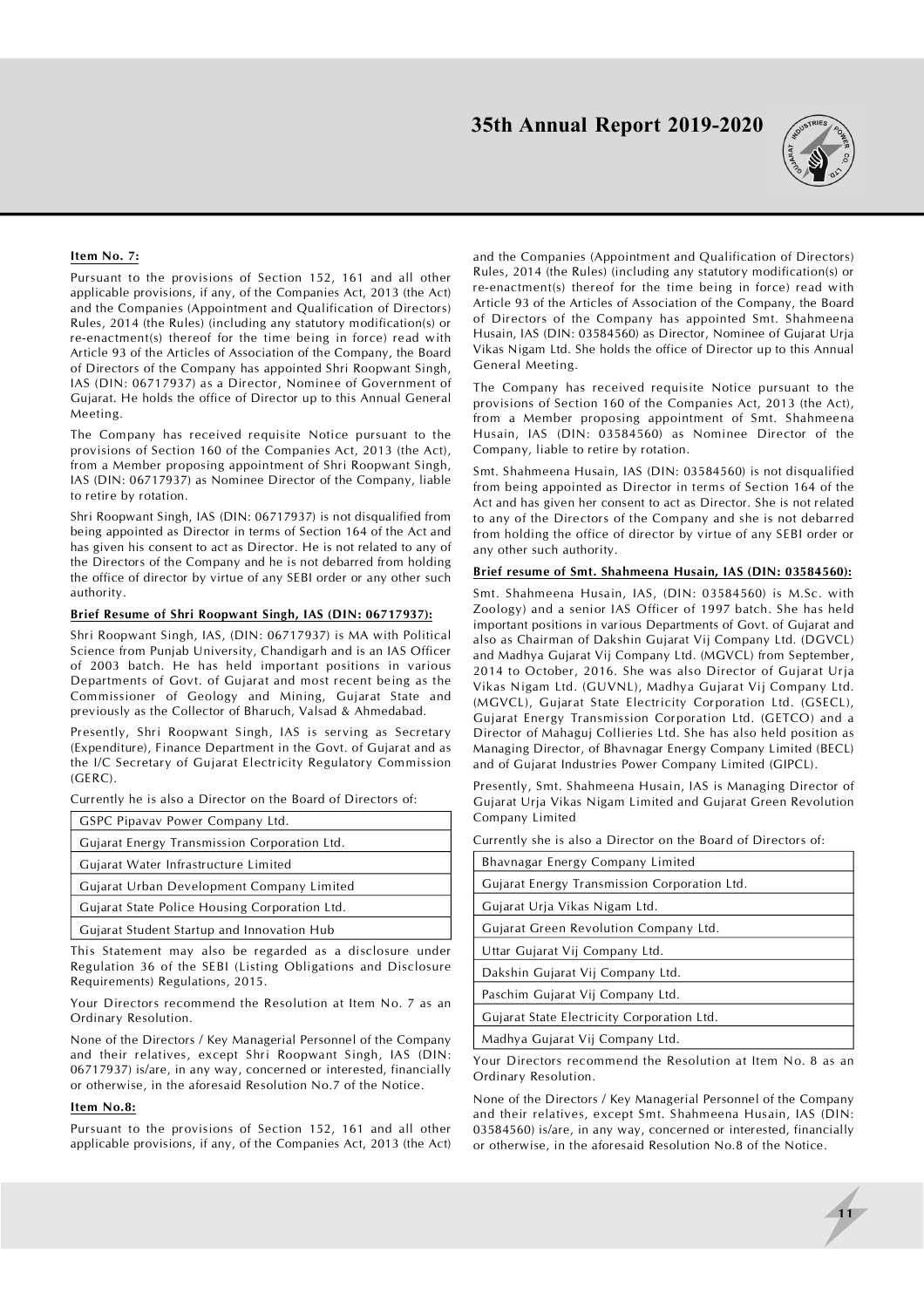#### Item No. 7:

Pursuant to the provisions of Section 152, 161 and all other applicable provisions, if any, of the Companies Act, 2013 (the Act) and the Companies (Appointment and Qualification of Directors) Rules, 2014 (the Rules) (including any statutory modification(s) or re-enactment(s) thereof for the time being in force) read with Article 93 of the Articles of Association of the Company, the Board of Directors of the Company has appointed Shri Roopwant Singh, IAS (DIN: 06717937) as a Director, Nominee of Government of Gujarat. He holds the office of Director up to this Annual General Meeting.

The Company has received requisite Notice pursuant to the provisions of Section 160 of the Companies Act, 2013 (the Act), from a Member proposing appointment of Shri Roopwant Singh, IAS (DIN: 06717937) as Nominee Director of the Company, liable to retire by rotation.

Shri Roopwant Singh, IAS (DIN: 06717937) is not disqualified from being appointed as Director in terms of Section 164 of the Act and has given his consent to act as Director. He is not related to any of the Directors of the Company and he is not debarred from holding the office of director by virtue of any SEBI order or any other such authority.

#### Brief Resume of Shri Roopwant Singh, IAS (DIN: 06717937):

Shri Roopwant Singh, IAS, (DIN: 06717937) is MA with Political Science from Punjab University, Chandigarh and is an IAS Officer of 2003 batch. He has held important positions in various Departments of Govt. of Gujarat and most recent being as the Commissioner of Geology and Mining, Gujarat State and previously as the Collector of Bharuch, Valsad & Ahmedabad.

Presently, Shri Roopwant Singh, IAS is serving as Secretary (Expenditure), Finance Department in the Govt. of Gujarat and as the I/C Secretary of Gujarat Electricity Regulatory Commission (GERC).

Currently he is also a Director on the Board of Directors of:

| GSPC Pipavav Power Company Ltd. |
|---|
| Gujarat Energy Transmission Corporation Ltd. |
| Gujarat Water Infrastructure Limited |
| Gujarat Urban Development Company Limited |
| Gujarat State Police Housing Corporation Ltd. |
| Gujarat Student Startup and Innovation Hub |

This Statement may also be regarded as a disclosure under Regulation 36 of the SEBI (Listing Obligations and Disclosure Requirements) Regulations, 2015.

Your Directors recommend the Resolution at Item No. 7 as an Ordinary Resolution.

None of the Directors / Key Managerial Personnel of the Company and their relatives, except Shri Roopwant Singh, IAS (DIN: 06717937) is/are, in any way, concerned or interested, financially or otherwise, in the aforesaid Resolution No.7 of the Notice.

#### Item No.8:

Pursuant to the provisions of Section 152, 161 and all other applicable provisions, if any, of the Companies Act, 2013 (the Act) and the Companies (Appointment and Qualification of Directors) Rules, 2014 (the Rules) (including any statutory modification(s) or re-enactment(s) thereof for the time being in force) read with Article 93 of the Articles of Association of the Company, the Board of Directors of the Company has appointed Smt. Shahmeena Husain, IAS (DIN: 03584560) as Director, Nominee of Gujarat Urja Vikas Nigam Ltd. She holds the office of Director up to this Annual General Meeting.

The Company has received requisite Notice pursuant to the provisions of Section 160 of the Companies Act, 2013 (the Act), from a Member proposing appointment of Smt. Shahmeena Husain, IAS (DIN: 03584560) as Nominee Director of the Company, liable to retire by rotation.

Smt. Shahmeena Husain, IAS (DIN: 03584560) is not disqualified from being appointed as Director in terms of Section 164 of the Act and has given her consent to act as Director. She is not related to any of the Directors of the Company and she is not debarred from holding the office of director by virtue of any SEBI order or any other such authority.

#### Brief resume of Smt. Shahmeena Husain, IAS (DIN: 03584560):

Smt. Shahmeena Husain, IAS, (DIN: 03584560) is M.Sc. with Zoology) and a senior IAS Officer of 1997 batch. She has held important positions in various Departments of Govt. of Gujarat and also as Chairman of Dakshin Gujarat Vij Company Ltd. (DGVCL) and Madhya Gujarat Vij Company Ltd. (MGVCL) from September, 2014 to October, 2016. She was also Director of Gujarat Urja Vikas Nigam Ltd. (GUVNL), Madhya Gujarat Vij Company Ltd. (MGVCL), Gujarat State Electricity Corporation Ltd. (GSECL), Gujarat Energy Transmission Corporation Ltd. (GETCO) and a Director of Mahaguj Collieries Ltd. She has also held position as Managing Director, of Bhavnagar Energy Company Limited (BECL) and of Gujarat Industries Power Company Limited (GIPCL).

Presently, Smt. Shahmeena Husain, IAS is Managing Director of Gujarat Urja Vikas Nigam Limited and Gujarat Green Revolution Company Limited

Currently she is also a Director on the Board of Directors of:

| Bhavnagar Energy Company Limited |
|---|
| Gujarat Energy Transmission Corporation Ltd. |
| Gujarat Urja Vikas Nigam Ltd. |
| Gujarat Green Revolution Company Ltd. |
| Uttar Gujarat Vij Company Ltd. |
| Dakshin Gujarat Vij Company Ltd. |
| Paschim Gujarat Vij Company Ltd. |
| Gujarat State Electricity Corporation Ltd. |
| Madhya Gujarat Vij Company Ltd. |

Your Directors recommend the Resolution at Item No. 8 as an Ordinary Resolution.

None of the Directors / Key Managerial Personnel of the Company and their relatives, except Smt. Shahmeena Husain, IAS (DIN: 03584560) is/are, in any way, concerned or interested, financially or otherwise, in the aforesaid Resolution No.8 of the Notice.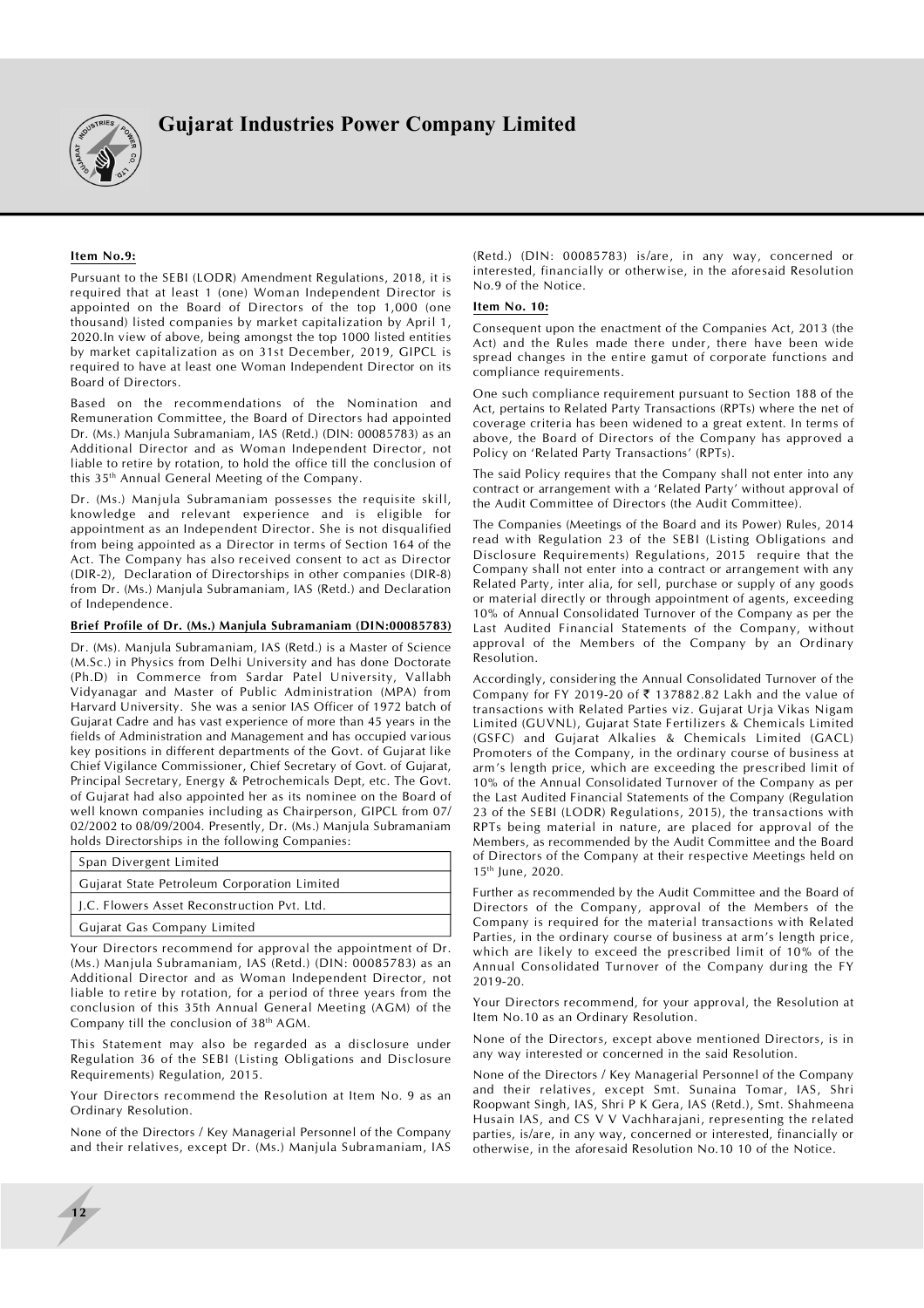**Item No.9:**

Pursuant to the SEBI (LODR) Amendment Regulations, 2018, it is required that at least 1 (one) Woman Independent Director is appointed on the Board of Directors of the top 1,000 (one thousand) listed companies by market capitalization by April 1, 2020.In view of above, being amongst the top 1000 listed entities by market capitalization as on 31st December, 2019, GIPCL is required to have at least one Woman Independent Director on its Board of Directors.

Based on the recommendations of the Nomination and Remuneration Committee, the Board of Directors had appointed Dr. (Ms.) Manjula Subramaniam, IAS (Retd.) (DIN: 00085783) as an Additional Director and as Woman Independent Director, not liable to retire by rotation, to hold the office till the conclusion of this 35th Annual General Meeting of the Company.

Dr. (Ms.) Manjula Subramaniam possesses the requisite skill, knowledge and relevant experience and is eligible for appointment as an Independent Director. She is not disqualified from being appointed as a Director in terms of Section 164 of the Act. The Company has also received consent to act as Director (DIR-2), Declaration of Directorships in other companies (DIR-8) from Dr. (Ms.) Manjula Subramaniam, IAS (Retd.) and Declaration of Independence.

**Brief Profile of Dr. (Ms.) Manjula Subramaniam (DIN:00085783)**

Dr. (Ms). Manjula Subramaniam, IAS (Retd.) is a Master of Science (M.Sc.) in Physics from Delhi University and has done Doctorate (Ph.D) in Commerce from Sardar Patel University, Vallabh Vidyanagar and Master of Public Administration (MPA) from Harvard University. She was a senior IAS Officer of 1972 batch of Gujarat Cadre and has vast experience of more than 45 years in the fields of Administration and Management and has occupied various key positions in different departments of the Govt. of Gujarat like Chief Vigilance Commissioner, Chief Secretary of Govt. of Gujarat, Principal Secretary, Energy & Petrochemicals Dept, etc. The Govt. of Gujarat had also appointed her as its nominee on the Board of well known companies including as Chairperson, GIPCL from 07/02/2002 to 08/09/2004. Presently, Dr. (Ms.) Manjula Subramaniam holds Directorships in the following Companies:

| Span Divergent Limited |
|---|
| Gujarat State Petroleum Corporation Limited |
| J.C. Flowers Asset Reconstruction Pvt. Ltd. |
| Gujarat Gas Company Limited |

Your Directors recommend for approval the appointment of Dr. (Ms.) Manjula Subramaniam, IAS (Retd.) (DIN: 00085783) as an Additional Director and as Woman Independent Director, not liable to retire by rotation, for a period of three years from the conclusion of this 35th Annual General Meeting (AGM) of the Company till the conclusion of 38th AGM.

This Statement may also be regarded as a disclosure under Regulation 36 of the SEBI (Listing Obligations and Disclosure Requirements) Regulation, 2015.

Your Directors recommend the Resolution at Item No. 9 as an Ordinary Resolution.

None of the Directors / Key Managerial Personnel of the Company and their relatives, except Dr. (Ms.) Manjula Subramaniam, IAS (Retd.) (DIN: 00085783) is/are, in any way, concerned or interested, financially or otherwise, in the aforesaid Resolution No.9 of the Notice.

**Item No. 10:**

Consequent upon the enactment of the Companies Act, 2013 (the Act) and the Rules made there under, there have been wide spread changes in the entire gamut of corporate functions and compliance requirements.

One such compliance requirement pursuant to Section 188 of the Act, pertains to Related Party Transactions (RPTs) where the net of coverage criteria has been widened to a great extent. In terms of above, the Board of Directors of the Company has approved a Policy on 'Related Party Transactions' (RPTs).

The said Policy requires that the Company shall not enter into any contract or arrangement with a 'Related Party' without approval of the Audit Committee of Directors (the Audit Committee).

The Companies (Meetings of the Board and its Power) Rules, 2014 read with Regulation 23 of the SEBI (Listing Obligations and Disclosure Requirements) Regulations, 2015 require that the Company shall not enter into a contract or arrangement with any Related Party, inter alia, for sell, purchase or supply of any goods or material directly or through appointment of agents, exceeding 10% of Annual Consolidated Turnover of the Company as per the Last Audited Financial Statements of the Company, without approval of the Members of the Company by an Ordinary Resolution.

Accordingly, considering the Annual Consolidated Turnover of the Company for FY 2019-20 of ₹ 137882.82 Lakh and the value of transactions with Related Parties viz. Gujarat Urja Vikas Nigam Limited (GUVNL), Gujarat State Fertilizers & Chemicals Limited (GSFC) and Gujarat Alkalies & Chemicals Limited (GACL) Promoters of the Company, in the ordinary course of business at arm's length price, which are exceeding the prescribed limit of 10% of the Annual Consolidated Turnover of the Company as per the Last Audited Financial Statements of the Company (Regulation 23 of the SEBI (LODR) Regulations, 2015), the transactions with RPTs being material in nature, are placed for approval of the Members, as recommended by the Audit Committee and the Board of Directors of the Company at their respective Meetings held on 15th June, 2020.

Further as recommended by the Audit Committee and the Board of Directors of the Company, approval of the Members of the Company is required for the material transactions with Related Parties, in the ordinary course of business at arm's length price, which are likely to exceed the prescribed limit of 10% of the Annual Consolidated Turnover of the Company during the FY 2019-20.

Your Directors recommend, for your approval, the Resolution at Item No.10 as an Ordinary Resolution.

None of the Directors, except above mentioned Directors, is in any way interested or concerned in the said Resolution.

None of the Directors / Key Managerial Personnel of the Company and their relatives, except Smt. Sunaina Tomar, IAS, Shri Roopwant Singh, IAS, Shri P K Gera, IAS (Retd.), Smt. Shahmeena Husain IAS, and CS V V Vachharajani, representing the related parties, is/are, in any way, concerned or interested, financially or otherwise, in the aforesaid Resolution No.10 10 of the Notice.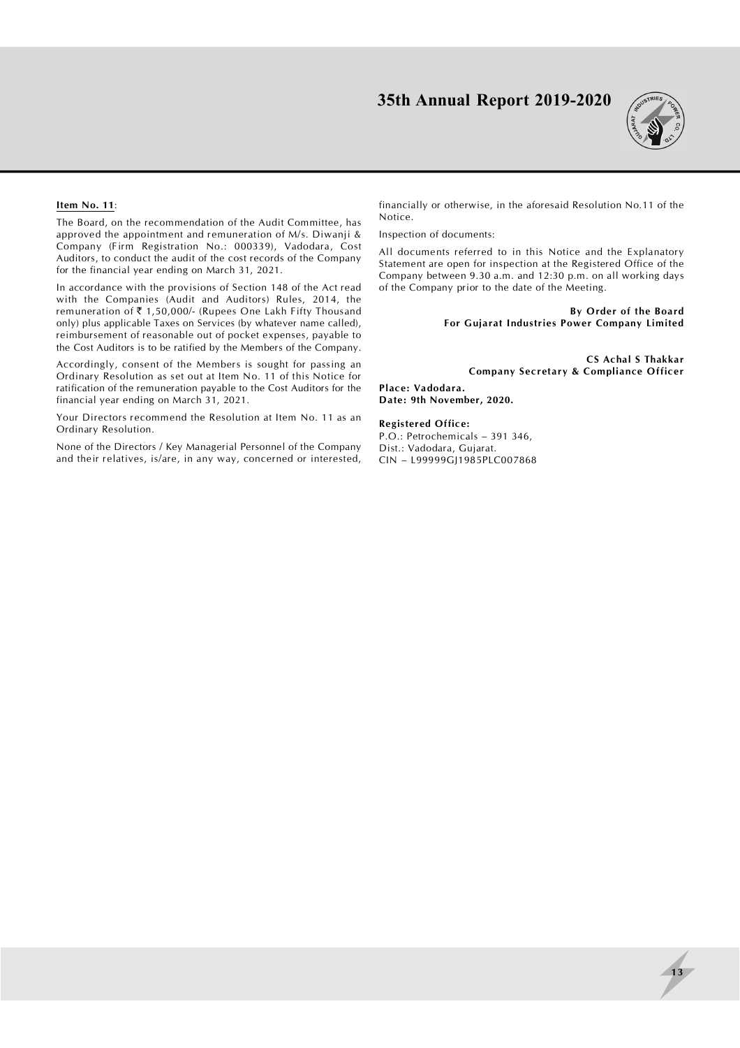**Item No. 11**:

The Board, on the recommendation of the Audit Committee, has approved the appointment and remuneration of M/s. Diwanji & Company (Firm Registration No.: 000339), Vadodara, Cost Auditors, to conduct the audit of the cost records of the Company for the financial year ending on March 31, 2021.

In accordance with the provisions of Section 148 of the Act read with the Companies (Audit and Auditors) Rules, 2014, the remuneration of ₹ 1,50,000/- (Rupees One Lakh Fifty Thousand only) plus applicable Taxes on Services (by whatever name called), reimbursement of reasonable out of pocket expenses, payable to the Cost Auditors is to be ratified by the Members of the Company.

Accordingly, consent of the Members is sought for passing an Ordinary Resolution as set out at Item No. 11 of this Notice for ratification of the remuneration payable to the Cost Auditors for the financial year ending on March 31, 2021.

Your Directors recommend the Resolution at Item No. 11 as an Ordinary Resolution.

None of the Directors / Key Managerial Personnel of the Company and their relatives, is/are, in any way, concerned or interested, financially or otherwise, in the aforesaid Resolution No.11 of the Notice.

Inspection of documents:

All documents referred to in this Notice and the Explanatory Statement are open for inspection at the Registered Office of the Company between 9.30 a.m. and 12:30 p.m. on all working days of the Company prior to the date of the Meeting.

**By Order of the Board**
**For Gujarat Industries Power Company Limited**

**CS Achal S Thakkar**
**Company Secretary & Compliance Officer**

**Place: Vadodara.**
**Date: 9th November, 2020.**

**Registered Office:**
P.O.: Petrochemicals – 391 346,
Dist.: Vadodara, Gujarat.
CIN – L99999GJ1985PLC007868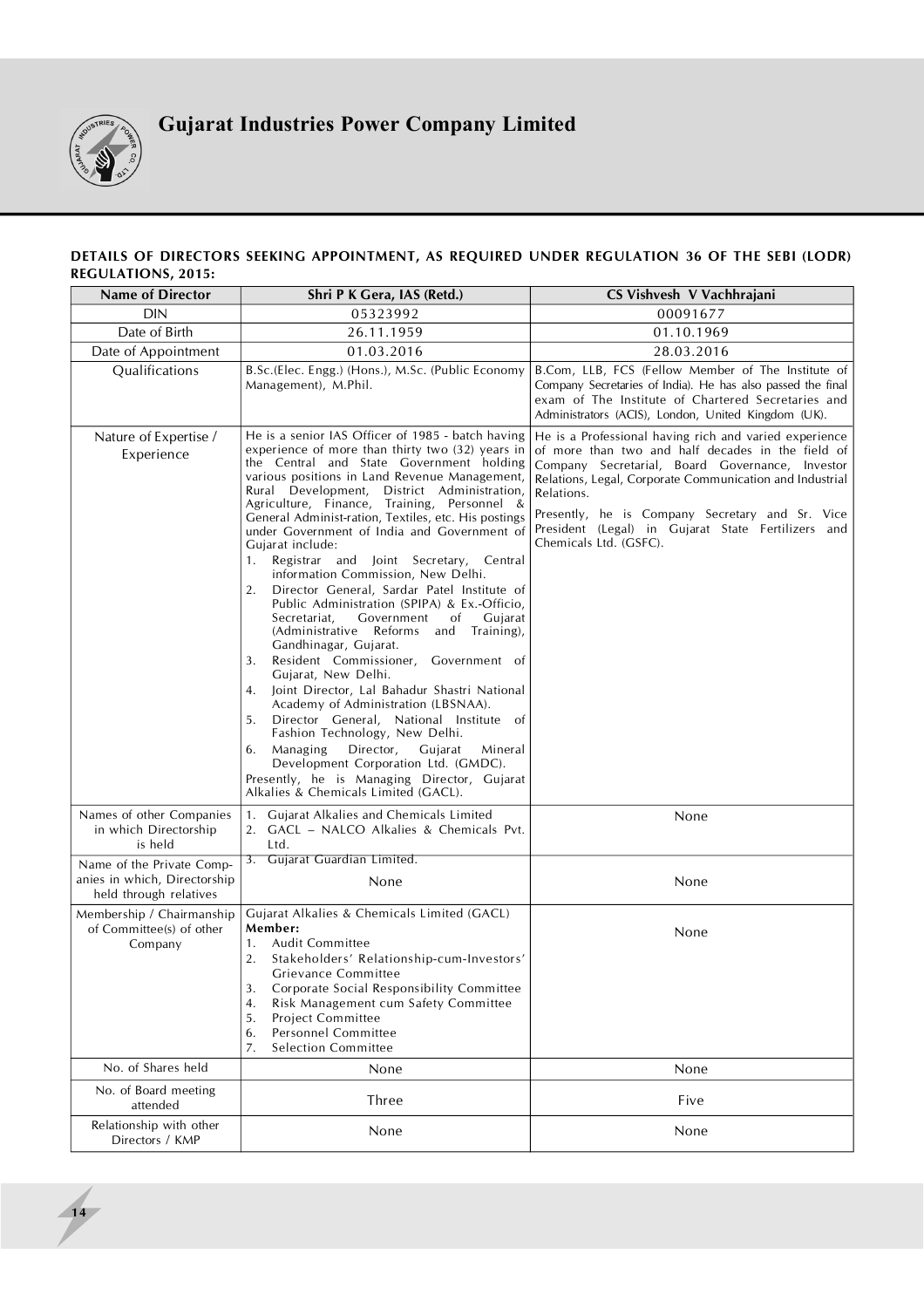**DETAILS OF DIRECTORS SEEKING APPOINTMENT, AS REQUIRED UNDER REGULATION 36 OF THE SEBI (LODR) REGULATIONS, 2015:**

| Name of Director | Shri P K Gera, IAS (Retd.) | CS Vishvesh V Vachhrajani |
|---|---|---|
| DIN | 05323992 | 00091677 |
| Date of Birth | 26.11.1959 | 01.10.1969 |
| Date of Appointment | 01.03.2016 | 28.03.2016 |
| Qualifications | B.Sc.(Elec. Engg.) (Hons.), M.Sc. (Public Economy Management), M.Phil. | B.Com, LLB, FCS (Fellow Member of The Institute of Company Secretaries of India). He has also passed the final exam of The Institute of Chartered Secretaries and Administrators (ACIS), London, United Kingdom (UK). |
| Nature of Expertise / Experience | He is a senior IAS Officer of 1985 - batch having experience of more than thirty two (32) years in the Central and State Government holding various positions in Land Revenue Management, Rural Development, District Administration, Agriculture, Finance, Training, Personnel & General Administ-ration, Textiles, etc. His postings under Government of India and Government of Gujarat include:<br>1. Registrar and Joint Secretary, Central information Commission, New Delhi.<br>2. Director General, Sardar Patel Institute of Public Administration (SPIPA) & Ex.-Officio, Secretariat, Government of Gujarat (Administrative Reforms and Training), Gandhinagar, Gujarat.<br>3. Resident Commissioner, Government of Gujarat, New Delhi.<br>4. Joint Director, Lal Bahadur Shastri National Academy of Administration (LBSNAA).<br>5. Director General, National Institute of Fashion Technology, New Delhi.<br>6. Managing Director, Gujarat Mineral Development Corporation Ltd. (GMDC).<br>Presently, he is Managing Director, Gujarat Alkalies & Chemicals Limited (GACL). | He is a Professional having rich and varied experience of more than two and half decades in the field of Company Secretarial, Board Governance, Investor Relations, Legal, Corporate Communication and Industrial Relations.<br>Presently, he is Company Secretary and Sr. Vice President (Legal) in Gujarat State Fertilizers and Chemicals Ltd. (GSFC). |
| Names of other Companies in which Directorship is held | 1. Gujarat Alkalies and Chemicals Limited<br>2. GACL – NALCO Alkalies & Chemicals Pvt. Ltd.<br>3. Gujarat Guardian Limited. | None |
| Name of the Private Companies in which, Directorship held through relatives | None | None |
| Membership / Chairmanship of Committee(s) of other Company | Gujarat Alkalies & Chemicals Limited (GACL)<br>**Member:**<br>1. Audit Committee<br>2. Stakeholders' Relationship-cum-Investors' Grievance Committee<br>3. Corporate Social Responsibility Committee<br>4. Risk Management cum Safety Committee<br>5. Project Committee<br>6. Personnel Committee<br>7. Selection Committee | None |
| No. of Shares held | None | None |
| No. of Board meeting attended | Three | Five |
| Relationship with other Directors / KMP | None | None |